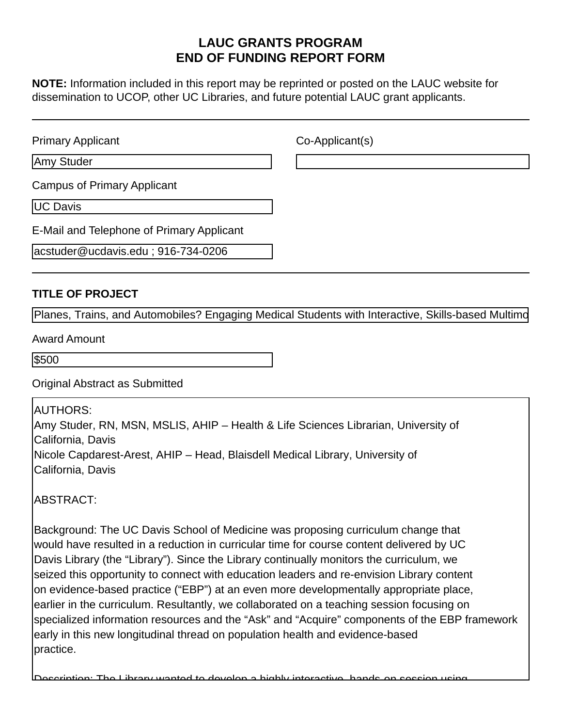# LAUC GRANTS PROGRAM
# END OF FUNDING REPORT FORM

**NOTE:** Information included in this report may be reprinted or posted on the LAUC website for dissemination to UCOP, other UC Libraries, and future potential LAUC grant applicants.

---

Primary Applicant

Amy Studer

Co-Applicant(s)

Campus of Primary Applicant

UC Davis

E-Mail and Telephone of Primary Applicant

acstuder@ucdavis.edu ; 916-734-0206

---

### TITLE OF PROJECT

Planes, Trains, and Automobiles? Engaging Medical Students with Interactive, Skills-based Multimo

Award Amount

$500

Original Abstract as Submitted

AUTHORS:
Amy Studer, RN, MSN, MSLIS, AHIP – Health & Life Sciences Librarian, University of California, Davis
Nicole Capdarest-Arest, AHIP – Head, Blaisdell Medical Library, University of California, Davis

ABSTRACT:

Background: The UC Davis School of Medicine was proposing curriculum change that would have resulted in a reduction in curricular time for course content delivered by UC Davis Library (the "Library"). Since the Library continually monitors the curriculum, we seized this opportunity to connect with education leaders and re-envision Library content on evidence-based practice ("EBP") at an even more developmentally appropriate place, earlier in the curriculum. Resultantly, we collaborated on a teaching session focusing on specialized information resources and the "Ask" and "Acquire" components of the EBP framework early in this new longitudinal thread on population health and evidence-based practice.

Description: The Library wanted to develop a highly interactive, hands-on session using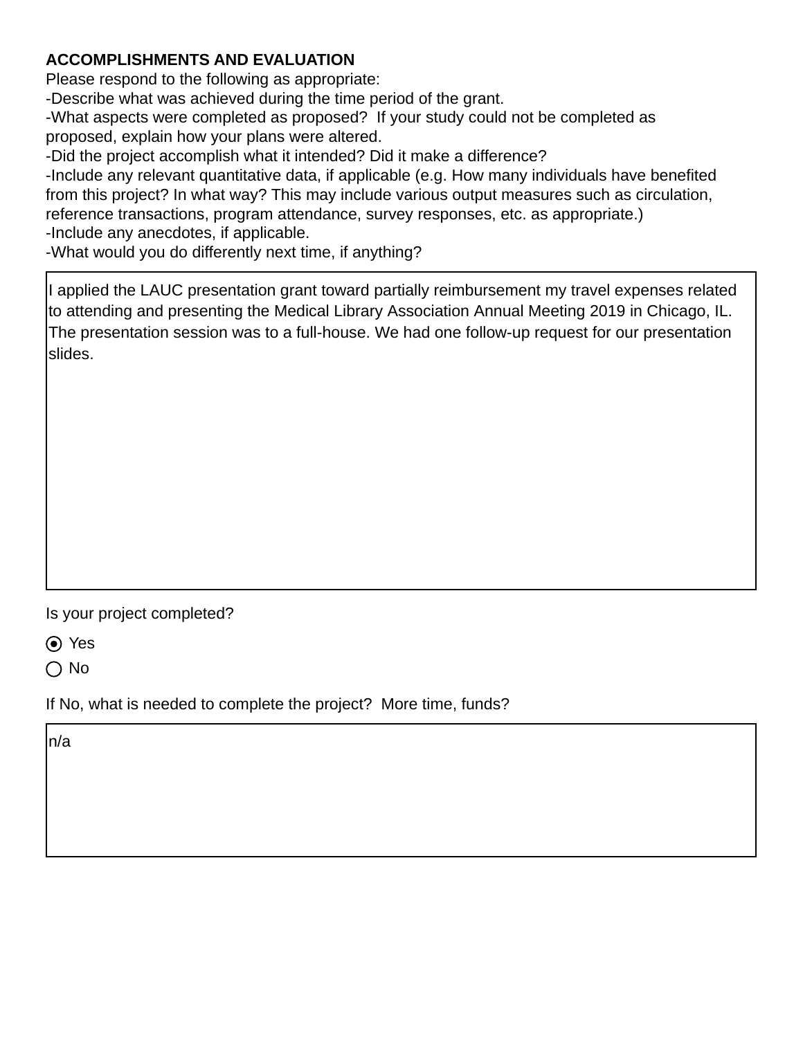**ACCOMPLISHMENTS AND EVALUATION**

Please respond to the following as appropriate:

-Describe what was achieved during the time period of the grant.

-What aspects were completed as proposed? If your study could not be completed as proposed, explain how your plans were altered.

-Did the project accomplish what it intended? Did it make a difference?

-Include any relevant quantitative data, if applicable (e.g. How many individuals have benefited from this project? In what way? This may include various output measures such as circulation, reference transactions, program attendance, survey responses, etc. as appropriate.)

-Include any anecdotes, if applicable.

-What would you do differently next time, if anything?

I applied the LAUC presentation grant toward partially reimbursement my travel expenses related to attending and presenting the Medical Library Association Annual Meeting 2019 in Chicago, IL. The presentation session was to a full-house. We had one follow-up request for our presentation slides.

Is your project completed?

- (●) Yes
- ( ) No

If No, what is needed to complete the project? More time, funds?

n/a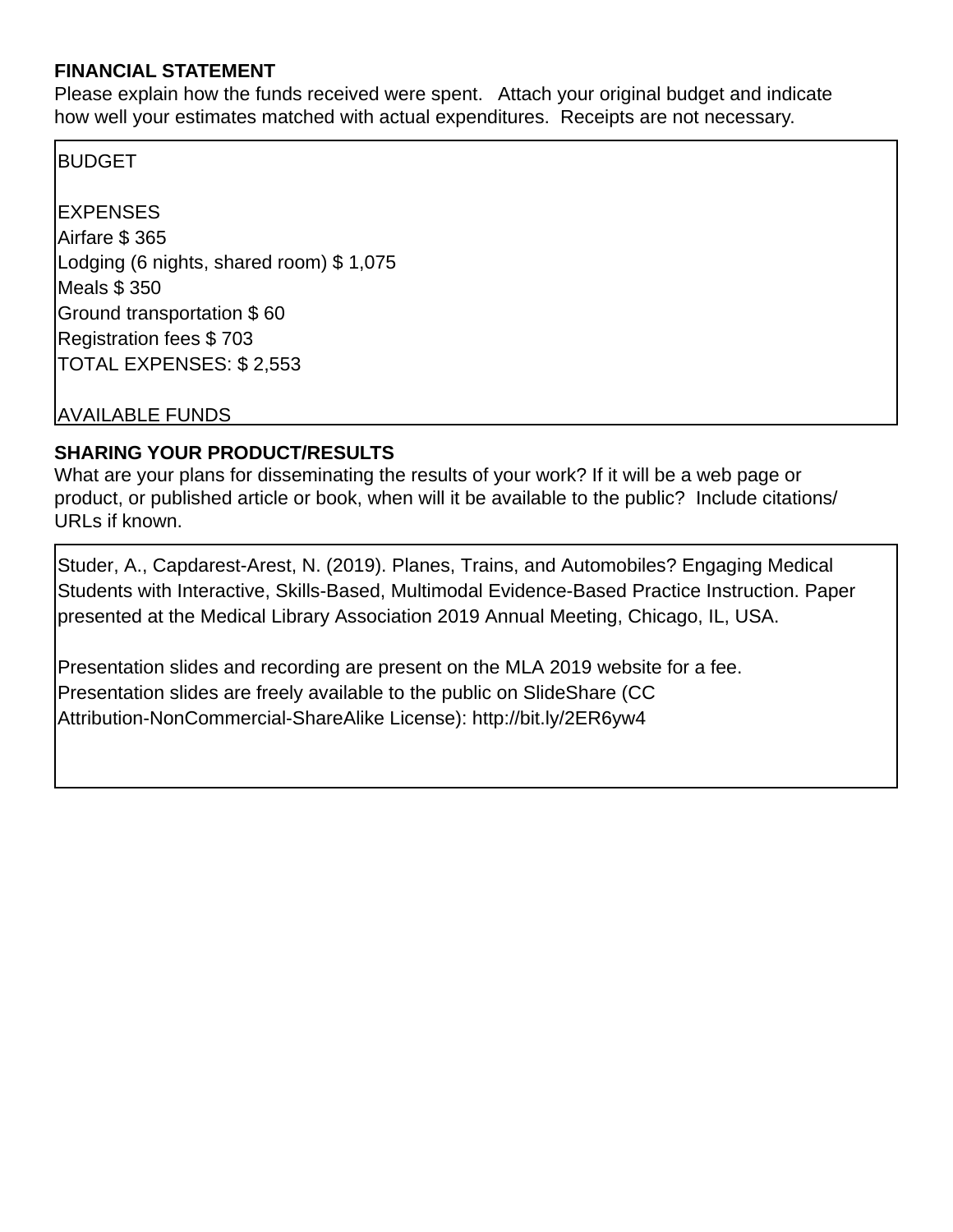**FINANCIAL STATEMENT**

Please explain how the funds received were spent. Attach your original budget and indicate how well your estimates matched with actual expenditures. Receipts are not necessary.

BUDGET

EXPENSES

Airfare $ 365

Lodging (6 nights, shared room) $ 1,075

Meals $ 350

Ground transportation $ 60

Registration fees $ 703

TOTAL EXPENSES: $ 2,553

AVAILABLE FUNDS

**SHARING YOUR PRODUCT/RESULTS**

What are your plans for disseminating the results of your work? If it will be a web page or product, or published article or book, when will it be available to the public? Include citations/ URLs if known.

Studer, A., Capdarest-Arest, N. (2019). Planes, Trains, and Automobiles? Engaging Medical Students with Interactive, Skills-Based, Multimodal Evidence-Based Practice Instruction. Paper presented at the Medical Library Association 2019 Annual Meeting, Chicago, IL, USA.

Presentation slides and recording are present on the MLA 2019 website for a fee. Presentation slides are freely available to the public on SlideShare (CC Attribution-NonCommercial-ShareAlike License): http://bit.ly/2ER6yw4